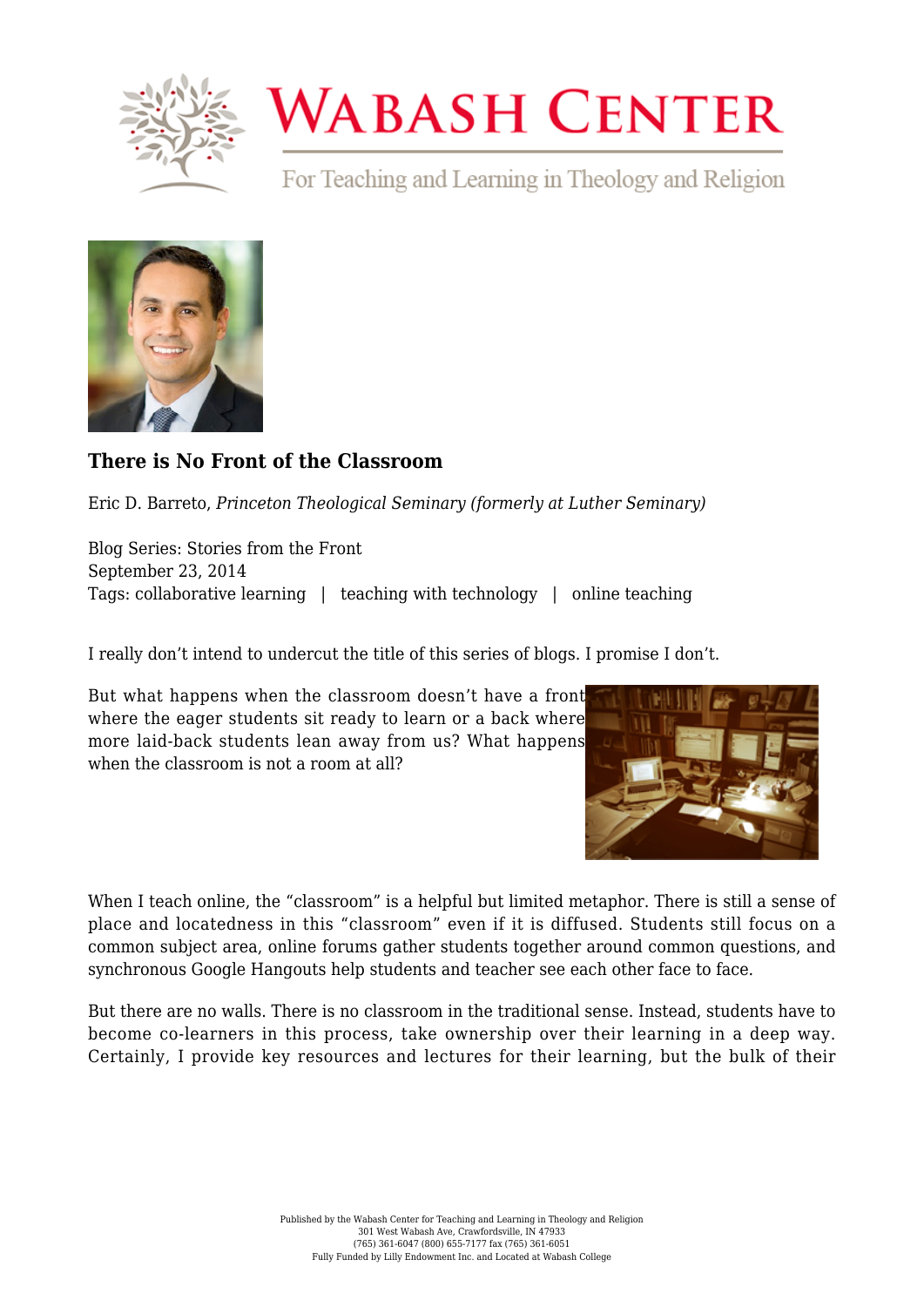# WABASH CENTER

For Teaching and Learning in Theology and Religion

### There is No Front of the Classroom

Eric D. Barreto, *Princeton Theological Seminary (formerly at Luther Seminary)*

Blog Series: Stories from the Front
September 23, 2014
Tags: collaborative learning | teaching with technology | online teaching

I really don't intend to undercut the title of this series of blogs. I promise I don't.

But what happens when the classroom doesn't have a front where the eager students sit ready to learn or a back where more laid-back students lean away from us? What happens when the classroom is not a room at all?

When I teach online, the "classroom" is a helpful but limited metaphor. There is still a sense of place and locatedness in this "classroom" even if it is diffused. Students still focus on a common subject area, online forums gather students together around common questions, and synchronous Google Hangouts help students and teacher see each other face to face.

But there are no walls. There is no classroom in the traditional sense. Instead, students have to become co-learners in this process, take ownership over their learning in a deep way. Certainly, I provide key resources and lectures for their learning, but the bulk of their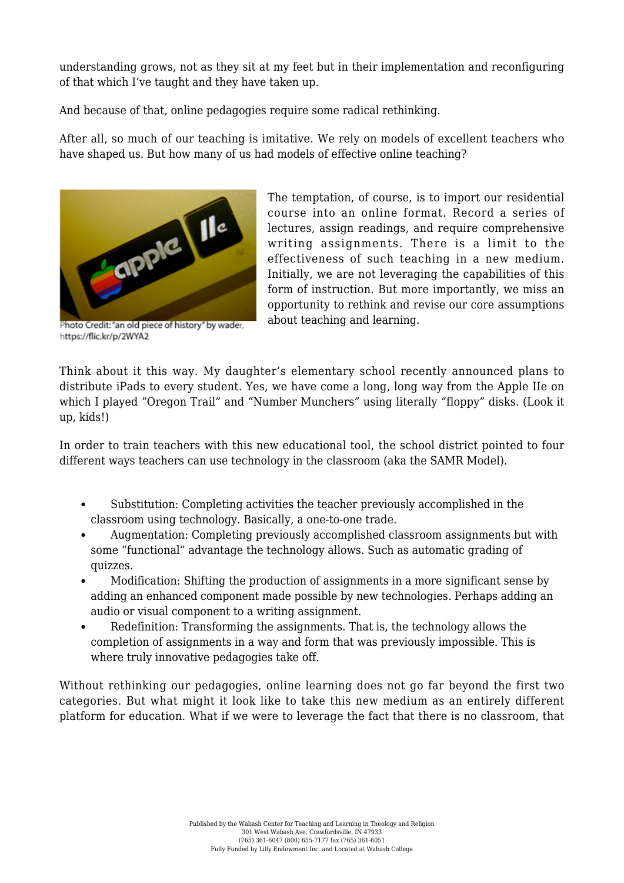understanding grows, not as they sit at my feet but in their implementation and reconfiguring of that which I've taught and they have taken up.

And because of that, online pedagogies require some radical rethinking.

After all, so much of our teaching is imitative. We rely on models of excellent teachers who have shaped us. But how many of us had models of effective online teaching?

Photo Credit: "an old piece of history" by wader, https://flic.kr/p/2WYA2

The temptation, of course, is to import our residential course into an online format. Record a series of lectures, assign readings, and require comprehensive writing assignments. There is a limit to the effectiveness of such teaching in a new medium. Initially, we are not leveraging the capabilities of this form of instruction. But more importantly, we miss an opportunity to rethink and revise our core assumptions about teaching and learning.

Think about it this way. My daughter's elementary school recently announced plans to distribute iPads to every student. Yes, we have come a long, long way from the Apple IIe on which I played "Oregon Trail" and "Number Munchers" using literally "floppy" disks. (Look it up, kids!)

In order to train teachers with this new educational tool, the school district pointed to four different ways teachers can use technology in the classroom (aka the SAMR Model).

- Substitution: Completing activities the teacher previously accomplished in the classroom using technology. Basically, a one-to-one trade.
- Augmentation: Completing previously accomplished classroom assignments but with some "functional" advantage the technology allows. Such as automatic grading of quizzes.
- Modification: Shifting the production of assignments in a more significant sense by adding an enhanced component made possible by new technologies. Perhaps adding an audio or visual component to a writing assignment.
- Redefinition: Transforming the assignments. That is, the technology allows the completion of assignments in a way and form that was previously impossible. This is where truly innovative pedagogies take off.

Without rethinking our pedagogies, online learning does not go far beyond the first two categories. But what might it look like to take this new medium as an entirely different platform for education. What if we were to leverage the fact that there is no classroom, that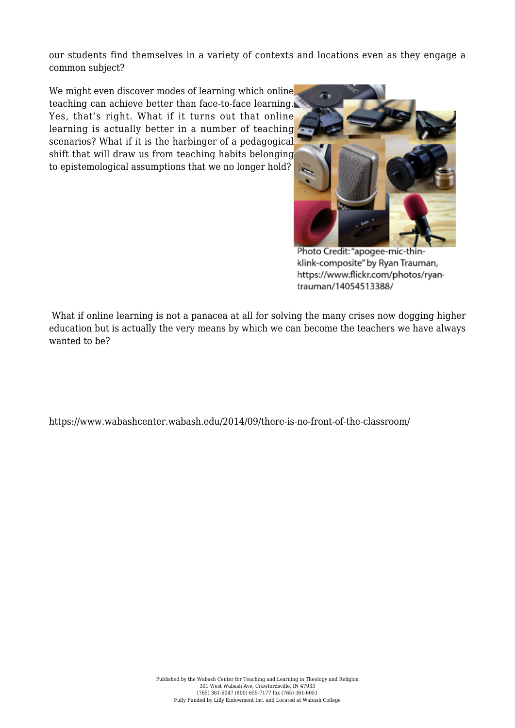our students find themselves in a variety of contexts and locations even as they engage a common subject?

We might even discover modes of learning which online teaching can achieve better than face-to-face learning. Yes, that's right. What if it turns out that online learning is actually better in a number of teaching scenarios? What if it is the harbinger of a pedagogical shift that will draw us from teaching habits belonging to epistemological assumptions that we no longer hold?

Photo Credit: "apogee-mic-thin-klink-composite" by Ryan Trauman, https://www.flickr.com/photos/ryan-trauman/14054513388/

What if online learning is not a panacea at all for solving the many crises now dogging higher education but is actually the very means by which we can become the teachers we have always wanted to be?

https://www.wabashcenter.wabash.edu/2014/09/there-is-no-front-of-the-classroom/

Published by the Wabash Center for Teaching and Learning in Theology and Religion
301 West Wabash Ave, Crawfordsville, IN 47933
(765) 361-6047 (800) 655-7177 fax (765) 361-6051
Fully Funded by Lilly Endowment Inc. and Located at Wabash College